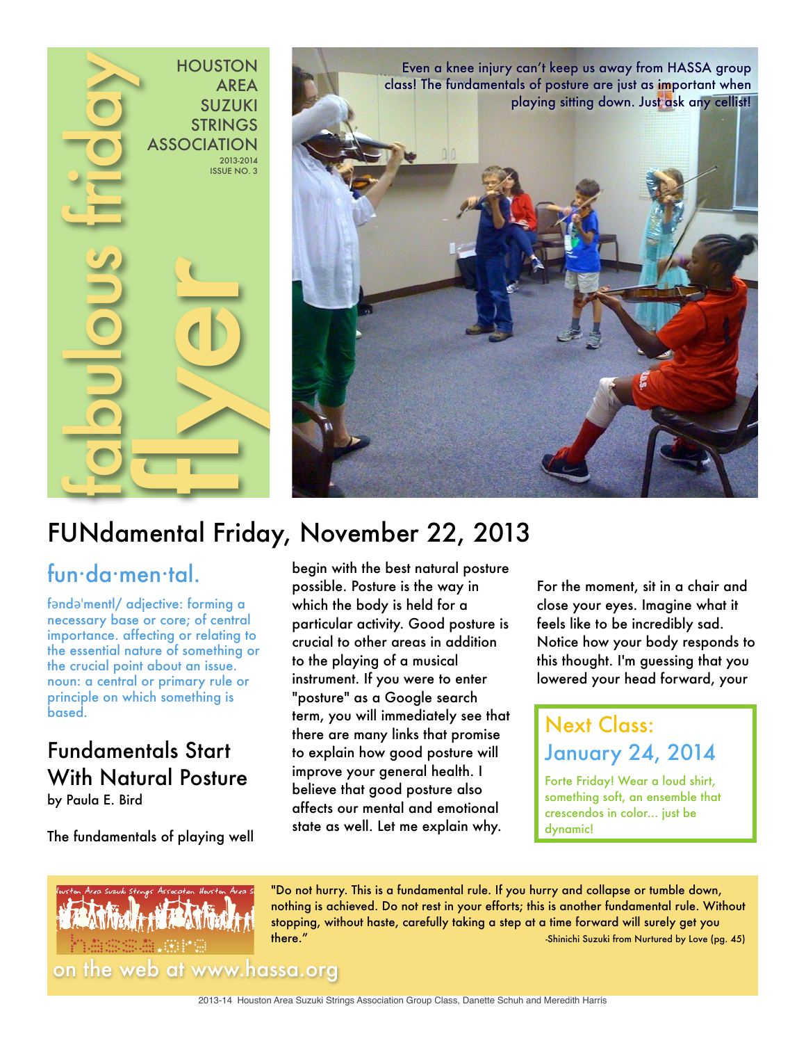# fabulous friday flyer

HOUSTON AREA SUZUKI STRINGS ASSOCIATION
2013-2014
ISSUE NO. 3

Even a knee injury can't keep us away from HASSA group class! The fundamentals of posture are just as important when playing sitting down. Just ask any cellist!

## FUNdamental Friday, November 22, 2013

### fun·da·men·tal.

fəndəˈmentl/ adjective: forming a necessary base or core; of central importance. affecting or relating to the essential nature of something or the crucial point about an issue. noun: a central or primary rule or principle on which something is based.

### Fundamentals Start With Natural Posture

by Paula E. Bird

The fundamentals of playing well begin with the best natural posture possible. Posture is the way in which the body is held for a particular activity. Good posture is crucial to other areas in addition to the playing of a musical instrument. If you were to enter "posture" as a Google search term, you will immediately see that there are many links that promise to explain how good posture will improve your general health. I believe that good posture also affects our mental and emotional state as well. Let me explain why.

For the moment, sit in a chair and close your eyes. Imagine what it feels like to be incredibly sad. Notice how your body responds to this thought. I'm guessing that you lowered your head forward, your

### Next Class: January 24, 2014

Forte Friday! Wear a loud shirt, something soft, an ensemble that crescendos in color... just be dynamic!

"Do not hurry. This is a fundamental rule. If you hurry and collapse or tumble down, nothing is achieved. Do not rest in your efforts; this is another fundamental rule. Without stopping, without haste, carefully taking a step at a time forward will surely get you there."

-Shinichi Suzuki from Nurtured by Love (pg. 45)

on the web at www.hassa.org

2013-14 Houston Area Suzuki Strings Association Group Class, Danette Schuh and Meredith Harris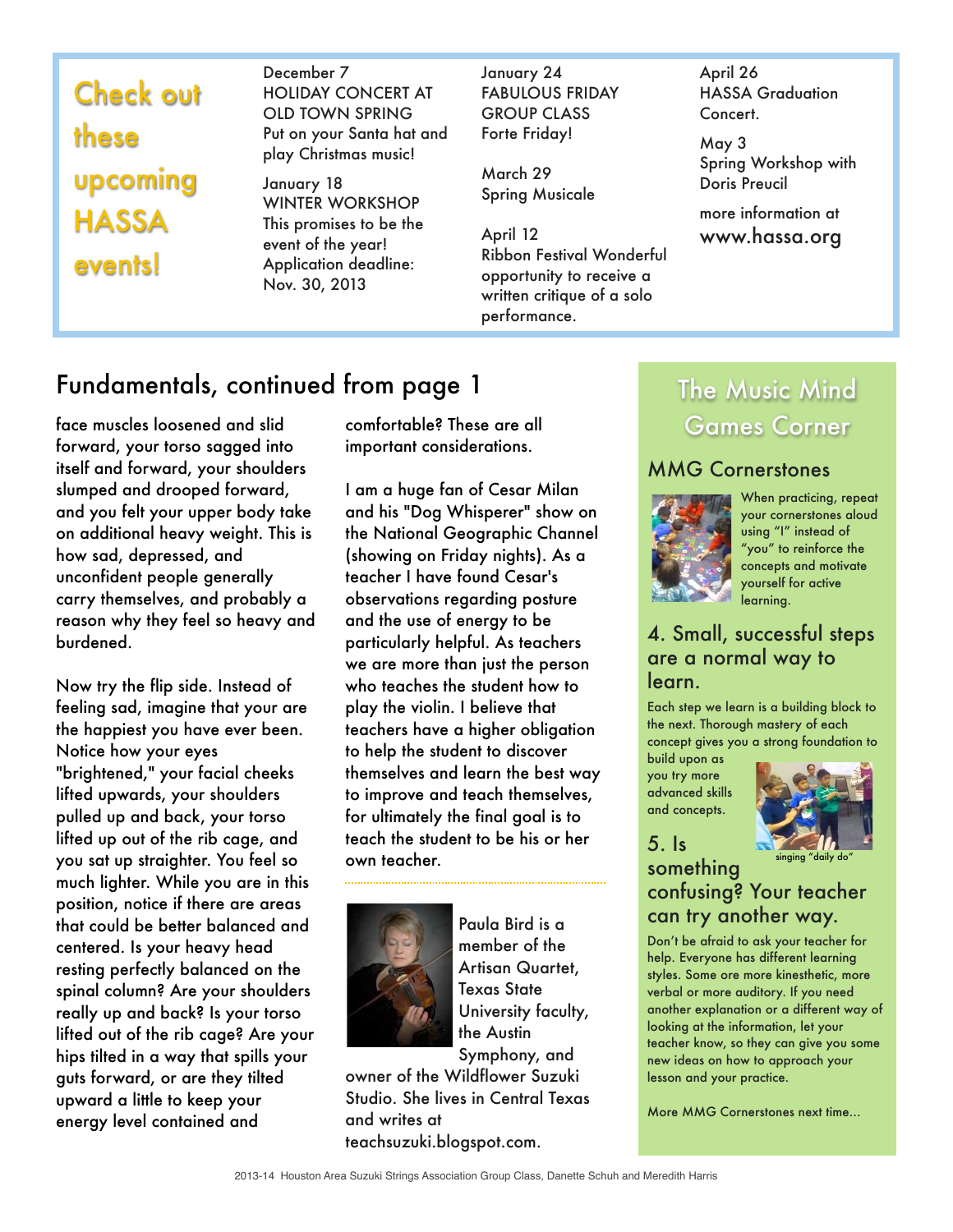## Check out these upcoming HASSA events!

December 7
HOLIDAY CONCERT AT OLD TOWN SPRING
Put on your Santa hat and play Christmas music!

January 18
WINTER WORKSHOP
This promises to be the event of the year!
Application deadline: Nov. 30, 2013

January 24
FABULOUS FRIDAY GROUP CLASS
Forte Friday!

March 29
Spring Musicale

April 12
Ribbon Festival Wonderful opportunity to receive a written critique of a solo performance.

April 26
HASSA Graduation Concert.

May 3
Spring Workshop with Doris Preucil

more information at
www.hassa.org

## Fundamentals, continued from page 1

face muscles loosened and slid forward, your torso sagged into itself and forward, your shoulders slumped and drooped forward, and you felt your upper body take on additional heavy weight. This is how sad, depressed, and unconfident people generally carry themselves, and probably a reason why they feel so heavy and burdened.

Now try the flip side. Instead of feeling sad, imagine that your are the happiest you have ever been. Notice how your eyes "brightened," your facial cheeks lifted upwards, your shoulders pulled up and back, your torso lifted up out of the rib cage, and you sat up straighter. You feel so much lighter. While you are in this position, notice if there are areas that could be better balanced and centered. Is your heavy head resting perfectly balanced on the spinal column? Are your shoulders really up and back? Is your torso lifted out of the rib cage? Are your hips tilted in a way that spills your guts forward, or are they tilted upward a little to keep your energy level contained and comfortable? These are all important considerations.

I am a huge fan of Cesar Milan and his "Dog Whisperer" show on the National Geographic Channel (showing on Friday nights). As a teacher I have found Cesar's observations regarding posture and the use of energy to be particularly helpful. As teachers we are more than just the person who teaches the student how to play the violin. I believe that teachers have a higher obligation to help the student to discover themselves and learn the best way to improve and teach themselves, for ultimately the final goal is to teach the student to be his or her own teacher.

Paula Bird is a member of the Artisan Quartet, Texas State University faculty, the Austin Symphony, and owner of the Wildflower Suzuki Studio. She lives in Central Texas and writes at teachsuzuki.blogspot.com.

## The Music Mind Games Corner

### MMG Cornerstones

When practicing, repeat your cornerstones aloud using "I" instead of "you" to reinforce the concepts and motivate yourself for active learning.

### 4. Small, successful steps are a normal way to learn.

Each step we learn is a building block to the next. Thorough mastery of each concept gives you a strong foundation to build upon as you try more advanced skills and concepts.

singing "daily do"

### 5. Is something confusing? Your teacher can try another way.

Don't be afraid to ask your teacher for help. Everyone has different learning styles. Some ore more kinesthetic, more verbal or more auditory. If you need another explanation or a different way of looking at the information, let your teacher know, so they can give you some new ideas on how to approach your lesson and your practice.

More MMG Cornerstones next time...

2013-14 Houston Area Suzuki Strings Association Group Class, Danette Schuh and Meredith Harris